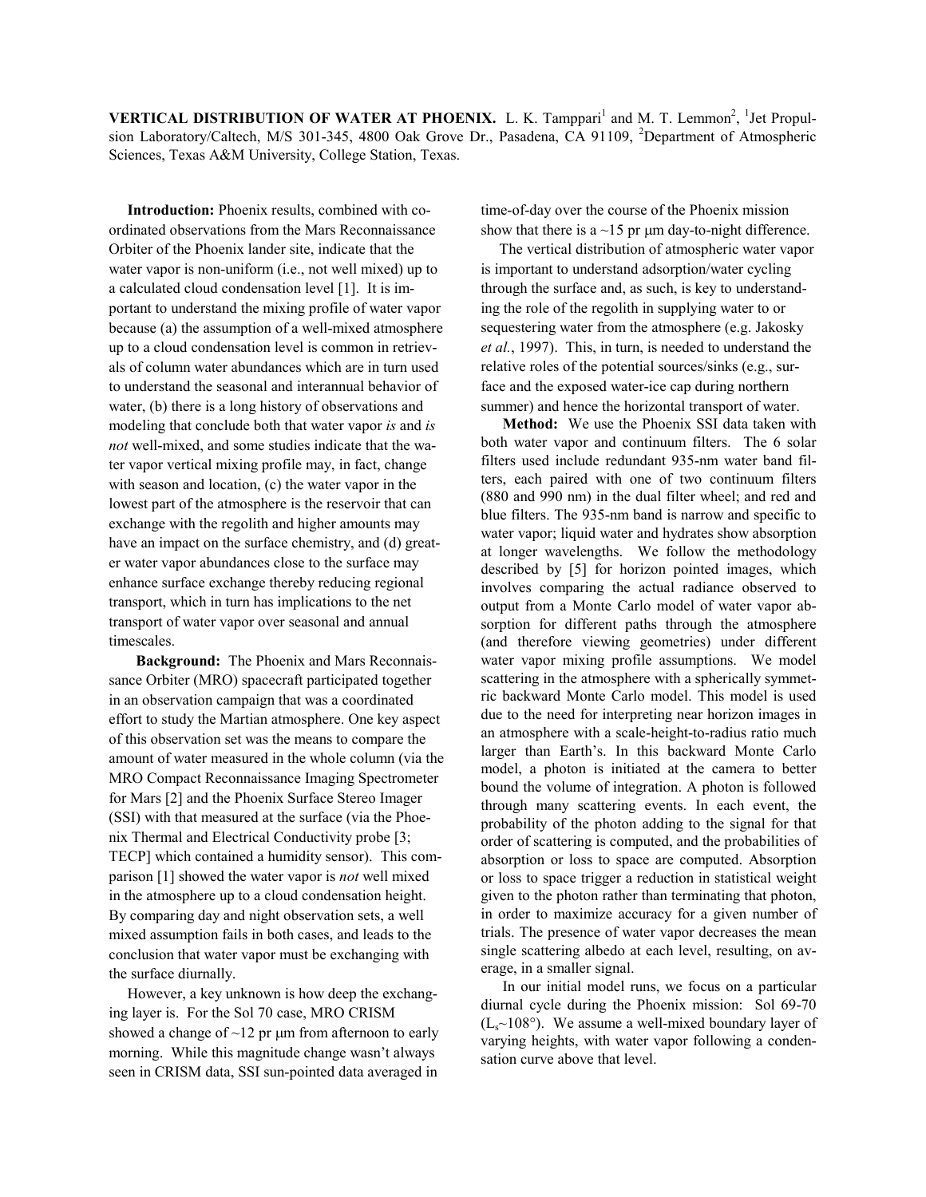**VERTICAL DISTRIBUTION OF WATER AT PHOENIX.** L. K. Tamppari[1] and M. T. Lemmon[2], [1]Jet Propulsion Laboratory/Caltech, M/S 301-345, 4800 Oak Grove Dr., Pasadena, CA 91109, [2]Department of Atmospheric Sciences, Texas A&M University, College Station, Texas.

**Introduction:** Phoenix results, combined with coordinated observations from the Mars Reconnaissance Orbiter of the Phoenix lander site, indicate that the water vapor is non-uniform (i.e., not well mixed) up to a calculated cloud condensation level [1]. It is important to understand the mixing profile of water vapor because (a) the assumption of a well-mixed atmosphere up to a cloud condensation level is common in retrievals of column water abundances which are in turn used to understand the seasonal and interannual behavior of water, (b) there is a long history of observations and modeling that conclude both that water vapor *is* and *is not* well-mixed, and some studies indicate that the water vapor vertical mixing profile may, in fact, change with season and location, (c) the water vapor in the lowest part of the atmosphere is the reservoir that can exchange with the regolith and higher amounts may have an impact on the surface chemistry, and (d) greater water vapor abundances close to the surface may enhance surface exchange thereby reducing regional transport, which in turn has implications to the net transport of water vapor over seasonal and annual timescales.

**Background:** The Phoenix and Mars Reconnaissance Orbiter (MRO) spacecraft participated together in an observation campaign that was a coordinated effort to study the Martian atmosphere. One key aspect of this observation set was the means to compare the amount of water measured in the whole column (via the MRO Compact Reconnaissance Imaging Spectrometer for Mars [2] and the Phoenix Surface Stereo Imager (SSI) with that measured at the surface (via the Phoenix Thermal and Electrical Conductivity probe [3; TECP] which contained a humidity sensor). This comparison [1] showed the water vapor is *not* well mixed in the atmosphere up to a cloud condensation height. By comparing day and night observation sets, a well mixed assumption fails in both cases, and leads to the conclusion that water vapor must be exchanging with the surface diurnally.

However, a key unknown is how deep the exchanging layer is. For the Sol 70 case, MRO CRISM showed a change of ~12 pr μm from afternoon to early morning. While this magnitude change wasn't always seen in CRISM data, SSI sun-pointed data averaged in time-of-day over the course of the Phoenix mission show that there is a ~15 pr μm day-to-night difference.

The vertical distribution of atmospheric water vapor is important to understand adsorption/water cycling through the surface and, as such, is key to understanding the role of the regolith in supplying water to or sequestering water from the atmosphere (e.g. Jakosky *et al.*, 1997). This, in turn, is needed to understand the relative roles of the potential sources/sinks (e.g., surface and the exposed water-ice cap during northern summer) and hence the horizontal transport of water.

**Method:** We use the Phoenix SSI data taken with both water vapor and continuum filters. The 6 solar filters used include redundant 935-nm water band filters, each paired with one of two continuum filters (880 and 990 nm) in the dual filter wheel; and red and blue filters. The 935-nm band is narrow and specific to water vapor; liquid water and hydrates show absorption at longer wavelengths. We follow the methodology described by [5] for horizon pointed images, which involves comparing the actual radiance observed to output from a Monte Carlo model of water vapor absorption for different paths through the atmosphere (and therefore viewing geometries) under different water vapor mixing profile assumptions. We model scattering in the atmosphere with a spherically symmetric backward Monte Carlo model. This model is used due to the need for interpreting near horizon images in an atmosphere with a scale-height-to-radius ratio much larger than Earth's. In this backward Monte Carlo model, a photon is initiated at the camera to better bound the volume of integration. A photon is followed through many scattering events. In each event, the probability of the photon adding to the signal for that order of scattering is computed, and the probabilities of absorption or loss to space are computed. Absorption or loss to space trigger a reduction in statistical weight given to the photon rather than terminating that photon, in order to maximize accuracy for a given number of trials. The presence of water vapor decreases the mean single scattering albedo at each level, resulting, on average, in a smaller signal.

In our initial model runs, we focus on a particular diurnal cycle during the Phoenix mission: Sol 69-70 ($L_s$~108°). We assume a well-mixed boundary layer of varying heights, with water vapor following a condensation curve above that level.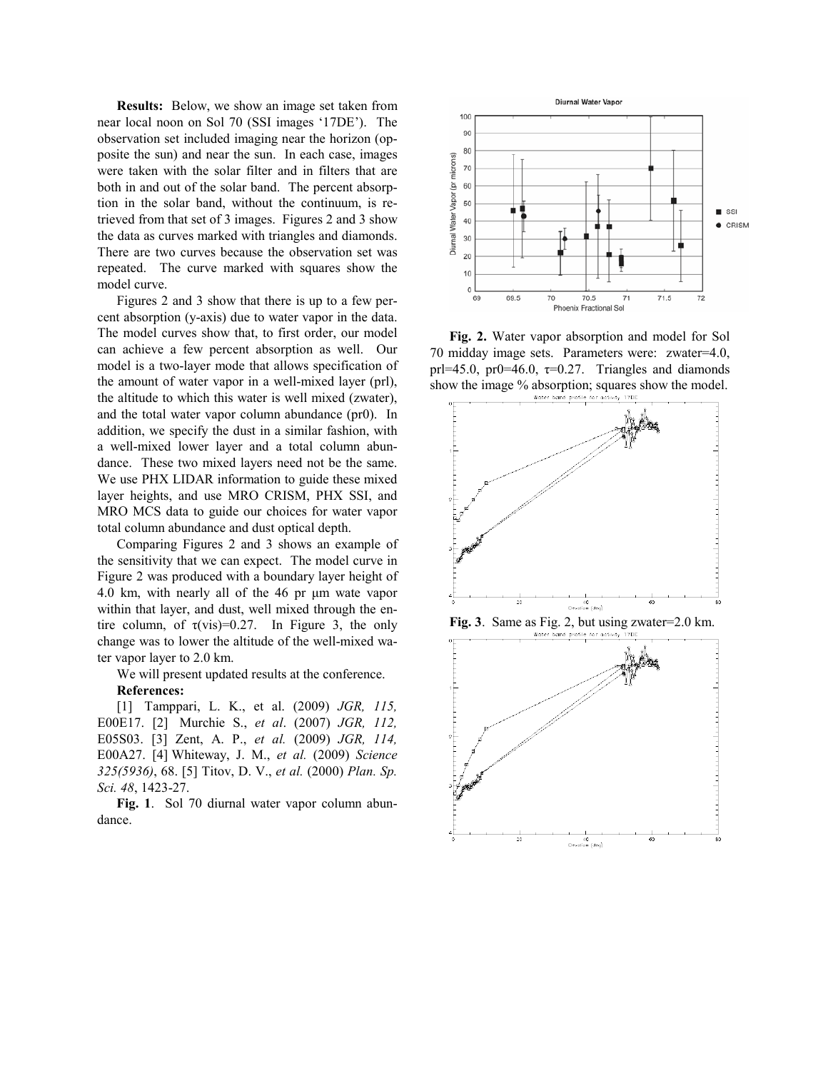**Results:** Below, we show an image set taken from near local noon on Sol 70 (SSI images '17DE'). The observation set included imaging near the horizon (opposite the sun) and near the sun. In each case, images were taken with the solar filter and in filters that are both in and out of the solar band. The percent absorption in the solar band, without the continuum, is retrieved from that set of 3 images. Figures 2 and 3 show the data as curves marked with triangles and diamonds. There are two curves because the observation set was repeated. The curve marked with squares show the model curve.

Figures 2 and 3 show that there is up to a few percent absorption (y-axis) due to water vapor in the data. The model curves show that, to first order, our model can achieve a few percent absorption as well. Our model is a two-layer mode that allows specification of the amount of water vapor in a well-mixed layer (prl), the altitude to which this water is well mixed (zwater), and the total water vapor column abundance (pr0). In addition, we specify the dust in a similar fashion, with a well-mixed lower layer and a total column abundance. These two mixed layers need not be the same. We use PHX LIDAR information to guide these mixed layer heights, and use MRO CRISM, PHX SSI, and MRO MCS data to guide our choices for water vapor total column abundance and dust optical depth.

Comparing Figures 2 and 3 shows an example of the sensitivity that we can expect. The model curve in Figure 2 was produced with a boundary layer height of 4.0 km, with nearly all of the 46 pr μm wate vapor within that layer, and dust, well mixed through the entire column, of $\tau$(vis)=0.27. In Figure 3, the only change was to lower the altitude of the well-mixed water vapor layer to 2.0 km.

We will present updated results at the conference.

**References:**

[1] Tamppari, L. K., et al. (2009) *JGR, 115,* E00E17. [2] Murchie S., *et al*. (2007) *JGR, 112,* E05S03. [3] Zent, A. P., *et al.* (2009) *JGR, 114,* E00A27. [4] Whiteway, J. M., *et al.* (2009) *Science 325(5936)*, 68. [5] Titov, D. V., *et al.* (2000) *Plan. Sp. Sci. 48*, 1423-27.

Diurnal Water Vapor

Diurnal Water Vapor (pr microns)

Phoenix Fractional Sol

SSI

CRISM

**Fig. 1**. Sol 70 diurnal water vapor column abundance.

Water band profile for activity 17DE

Deviation (deg)

**Fig. 2.** Water vapor absorption and model for Sol 70 midday image sets. Parameters were: zwater=4.0, prl=45.0, pr0=46.0, $\tau$=0.27. Triangles and diamonds show the image % absorption; squares show the model.

Water band profile for activity 17DE

Deviation (deg)

**Fig. 3**. Same as Fig. 2, but using zwater=2.0 km.